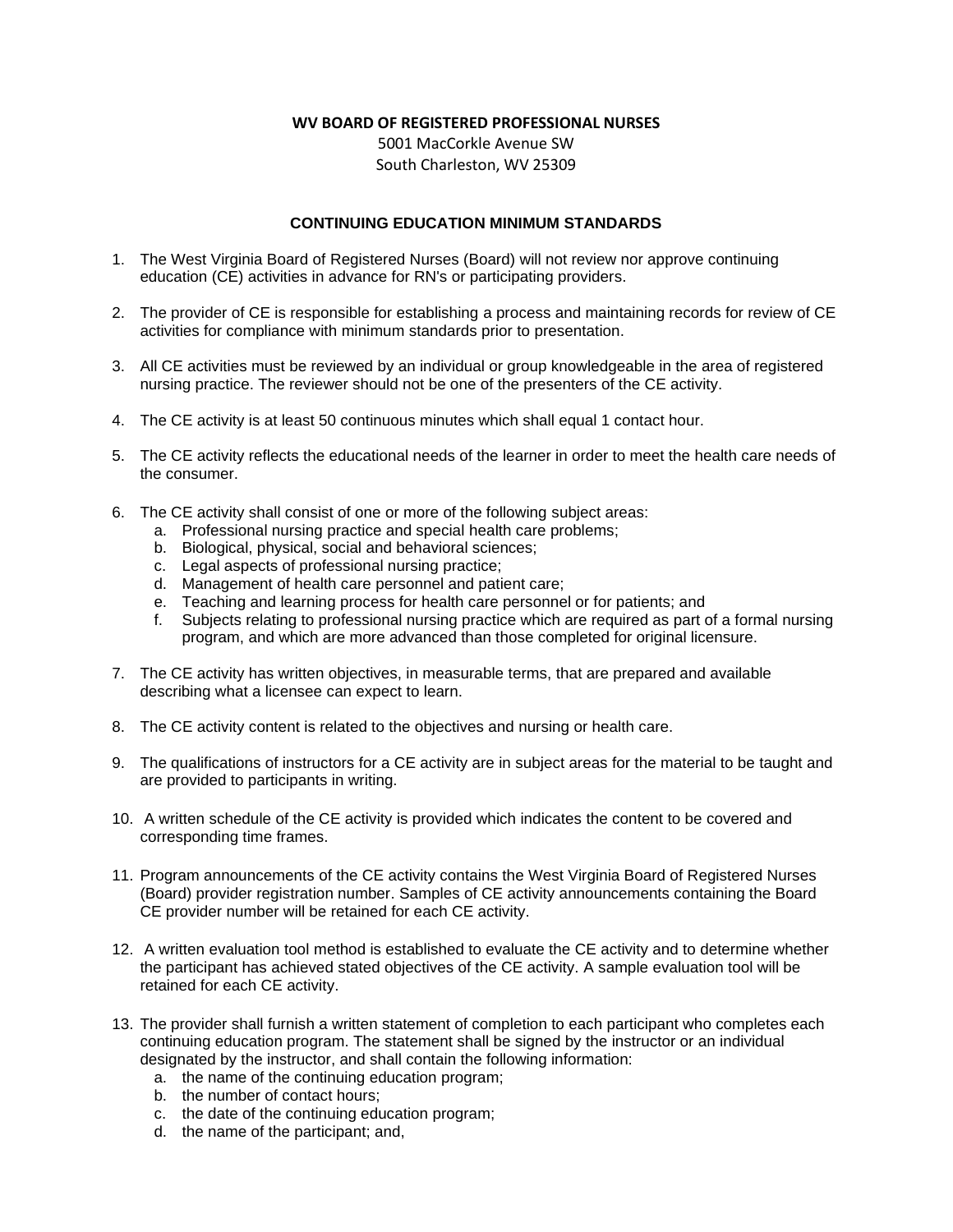**WV BOARD OF REGISTERED PROFESSIONAL NURSES**
5001 MacCorkle Avenue SW
South Charleston, WV 25309

## CONTINUING EDUCATION MINIMUM STANDARDS

1. The West Virginia Board of Registered Nurses (Board) will not review nor approve continuing education (CE) activities in advance for RN's or participating providers.

2. The provider of CE is responsible for establishing a process and maintaining records for review of CE activities for compliance with minimum standards prior to presentation.

3. All CE activities must be reviewed by an individual or group knowledgeable in the area of registered nursing practice. The reviewer should not be one of the presenters of the CE activity.

4. The CE activity is at least 50 continuous minutes which shall equal 1 contact hour.

5. The CE activity reflects the educational needs of the learner in order to meet the health care needs of the consumer.

6. The CE activity shall consist of one or more of the following subject areas:
   a. Professional nursing practice and special health care problems;
   b. Biological, physical, social and behavioral sciences;
   c. Legal aspects of professional nursing practice;
   d. Management of health care personnel and patient care;
   e. Teaching and learning process for health care personnel or for patients; and
   f. Subjects relating to professional nursing practice which are required as part of a formal nursing program, and which are more advanced than those completed for original licensure.

7. The CE activity has written objectives, in measurable terms, that are prepared and available describing what a licensee can expect to learn.

8. The CE activity content is related to the objectives and nursing or health care.

9. The qualifications of instructors for a CE activity are in subject areas for the material to be taught and are provided to participants in writing.

10. A written schedule of the CE activity is provided which indicates the content to be covered and corresponding time frames.

11. Program announcements of the CE activity contains the West Virginia Board of Registered Nurses (Board) provider registration number. Samples of CE activity announcements containing the Board CE provider number will be retained for each CE activity.

12. A written evaluation tool method is established to evaluate the CE activity and to determine whether the participant has achieved stated objectives of the CE activity. A sample evaluation tool will be retained for each CE activity.

13. The provider shall furnish a written statement of completion to each participant who completes each continuing education program. The statement shall be signed by the instructor or an individual designated by the instructor, and shall contain the following information:
    a. the name of the continuing education program;
    b. the number of contact hours;
    c. the date of the continuing education program;
    d. the name of the participant; and,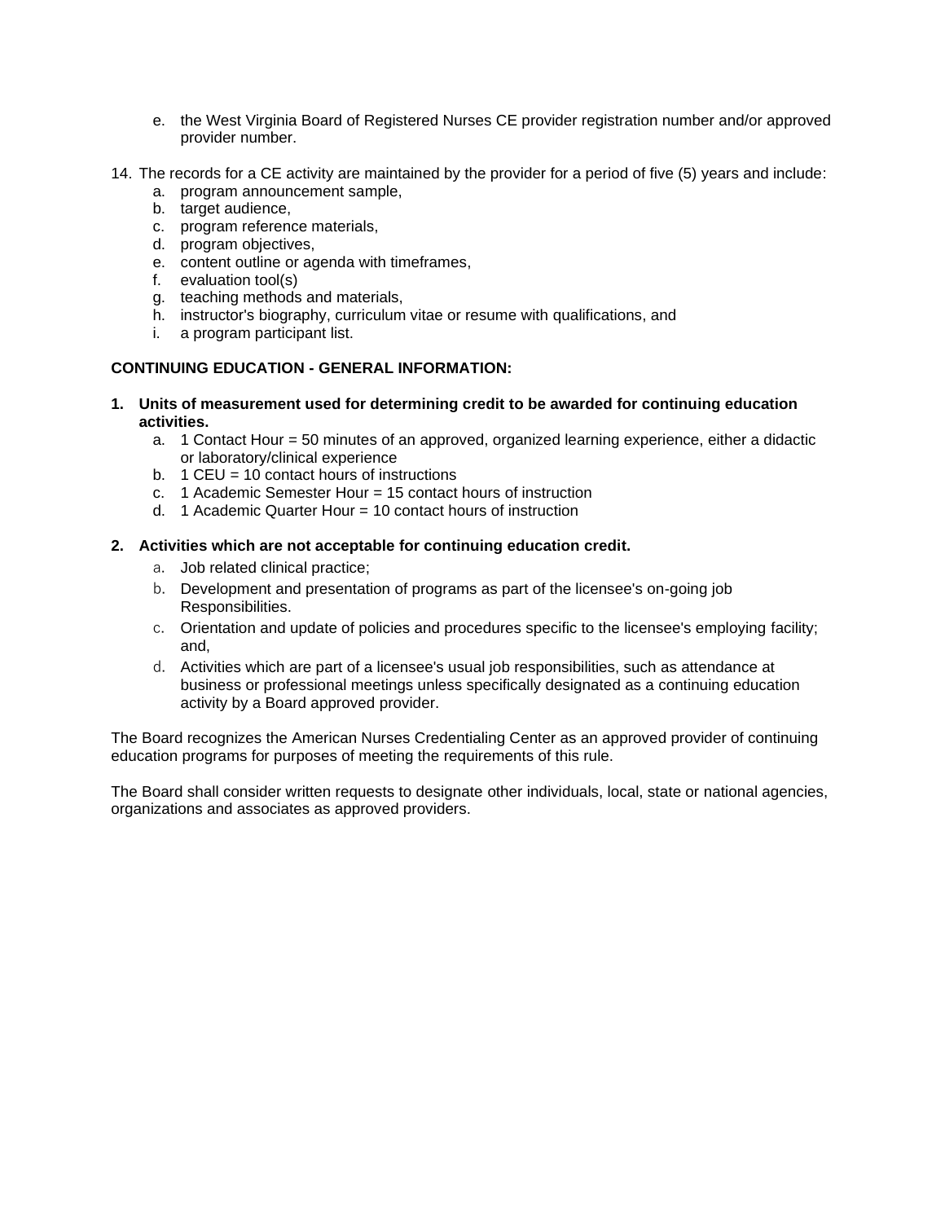e. the West Virginia Board of Registered Nurses CE provider registration number and/or approved provider number.

14. The records for a CE activity are maintained by the provider for a period of five (5) years and include:
    a. program announcement sample,
    b. target audience,
    c. program reference materials,
    d. program objectives,
    e. content outline or agenda with timeframes,
    f. evaluation tool(s)
    g. teaching methods and materials,
    h. instructor's biography, curriculum vitae or resume with qualifications, and
    i. a program participant list.

**CONTINUING EDUCATION - GENERAL INFORMATION:**

1. **Units of measurement used for determining credit to be awarded for continuing education activities.**
   a. 1 Contact Hour = 50 minutes of an approved, organized learning experience, either a didactic or laboratory/clinical experience
   b. 1 CEU = 10 contact hours of instructions
   c. 1 Academic Semester Hour = 15 contact hours of instruction
   d. 1 Academic Quarter Hour = 10 contact hours of instruction

2. **Activities which are not acceptable for continuing education credit.**
   a. Job related clinical practice;
   b. Development and presentation of programs as part of the licensee's on-going job Responsibilities.
   c. Orientation and update of policies and procedures specific to the licensee's employing facility; and,
   d. Activities which are part of a licensee's usual job responsibilities, such as attendance at business or professional meetings unless specifically designated as a continuing education activity by a Board approved provider.

The Board recognizes the American Nurses Credentialing Center as an approved provider of continuing education programs for purposes of meeting the requirements of this rule.

The Board shall consider written requests to designate other individuals, local, state or national agencies, organizations and associates as approved providers.